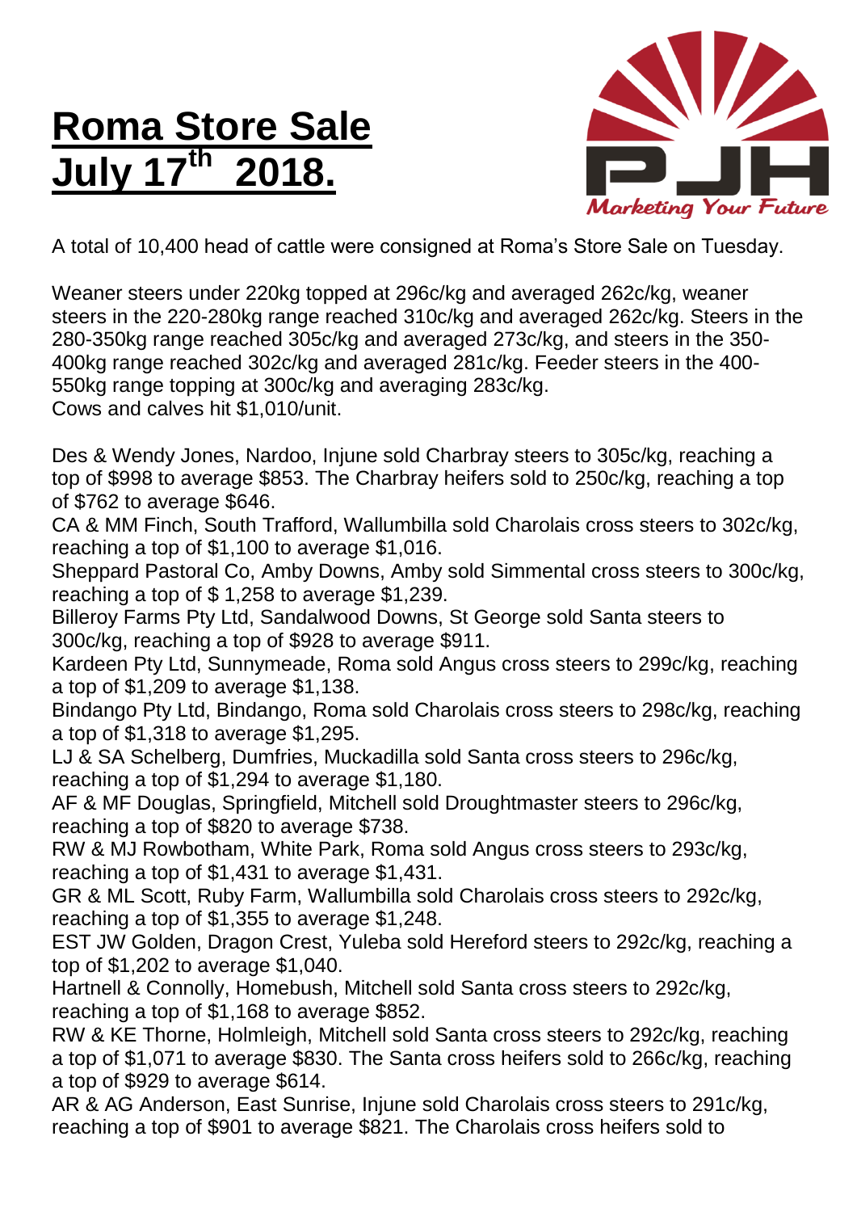# Roma Store Sale July 17th 2018.

A total of 10,400 head of cattle were consigned at Roma's Store Sale on Tuesday.

Weaner steers under 220kg topped at 296c/kg and averaged 262c/kg, weaner steers in the 220-280kg range reached 310c/kg and averaged 262c/kg. Steers in the 280-350kg range reached 305c/kg and averaged 273c/kg, and steers in the 350-400kg range reached 302c/kg and averaged 281c/kg. Feeder steers in the 400-550kg range topping at 300c/kg and averaging 283c/kg.
Cows and calves hit $1,010/unit.

Des & Wendy Jones, Nardoo, Injune sold Charbray steers to 305c/kg, reaching a top of $998 to average $853. The Charbray heifers sold to 250c/kg, reaching a top of $762 to average $646.
CA & MM Finch, South Trafford, Wallumbilla sold Charolais cross steers to 302c/kg, reaching a top of $1,100 to average $1,016.
Sheppard Pastoral Co, Amby Downs, Amby sold Simmental cross steers to 300c/kg, reaching a top of $ 1,258 to average $1,239.
Billeroy Farms Pty Ltd, Sandalwood Downs, St George sold Santa steers to 300c/kg, reaching a top of $928 to average $911.
Kardeen Pty Ltd, Sunnymeade, Roma sold Angus cross steers to 299c/kg, reaching a top of $1,209 to average $1,138.
Bindango Pty Ltd, Bindango, Roma sold Charolais cross steers to 298c/kg, reaching a top of $1,318 to average $1,295.
LJ & SA Schelberg, Dumfries, Muckadilla sold Santa cross steers to 296c/kg, reaching a top of $1,294 to average $1,180.
AF & MF Douglas, Springfield, Mitchell sold Droughtmaster steers to 296c/kg, reaching a top of $820 to average $738.
RW & MJ Rowbotham, White Park, Roma sold Angus cross steers to 293c/kg, reaching a top of $1,431 to average $1,431.
GR & ML Scott, Ruby Farm, Wallumbilla sold Charolais cross steers to 292c/kg, reaching a top of $1,355 to average $1,248.
EST JW Golden, Dragon Crest, Yuleba sold Hereford steers to 292c/kg, reaching a top of $1,202 to average $1,040.
Hartnell & Connolly, Homebush, Mitchell sold Santa cross steers to 292c/kg, reaching a top of $1,168 to average $852.
RW & KE Thorne, Holmleigh, Mitchell sold Santa cross steers to 292c/kg, reaching a top of $1,071 to average $830. The Santa cross heifers sold to 266c/kg, reaching a top of $929 to average $614.
AR & AG Anderson, East Sunrise, Injune sold Charolais cross steers to 291c/kg, reaching a top of $901 to average $821. The Charolais cross heifers sold to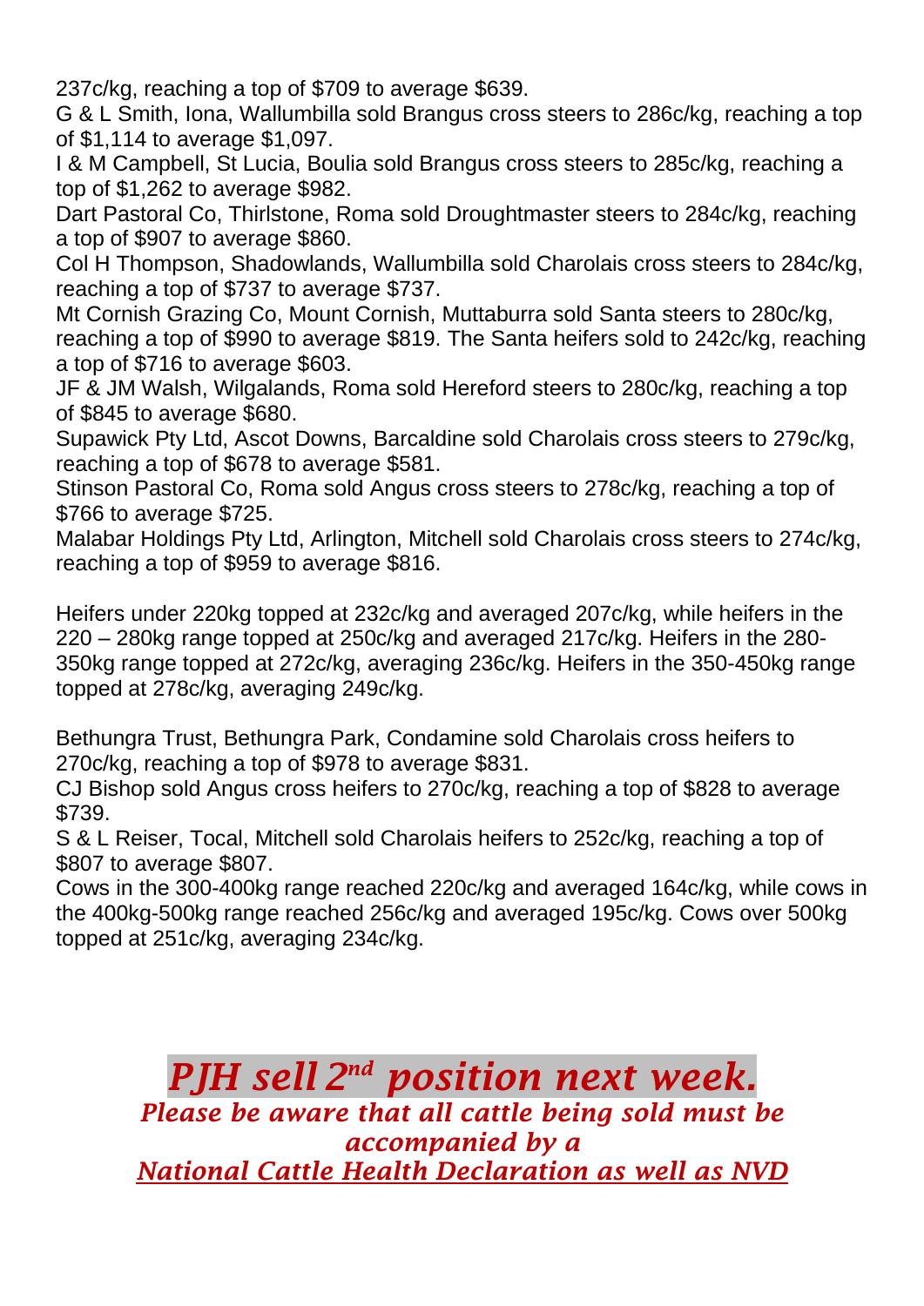237c/kg, reaching a top of $709 to average $639.
G & L Smith, Iona, Wallumbilla sold Brangus cross steers to 286c/kg, reaching a top of $1,114 to average $1,097.
I & M Campbell, St Lucia, Boulia sold Brangus cross steers to 285c/kg, reaching a top of $1,262 to average $982.
Dart Pastoral Co, Thirlstone, Roma sold Droughtmaster steers to 284c/kg, reaching a top of $907 to average $860.
Col H Thompson, Shadowlands, Wallumbilla sold Charolais cross steers to 284c/kg, reaching a top of $737 to average $737.
Mt Cornish Grazing Co, Mount Cornish, Muttaburra sold Santa steers to 280c/kg, reaching a top of $990 to average $819. The Santa heifers sold to 242c/kg, reaching a top of $716 to average $603.
JF & JM Walsh, Wilgalands, Roma sold Hereford steers to 280c/kg, reaching a top of $845 to average $680.
Supawick Pty Ltd, Ascot Downs, Barcaldine sold Charolais cross steers to 279c/kg, reaching a top of $678 to average $581.
Stinson Pastoral Co, Roma sold Angus cross steers to 278c/kg, reaching a top of $766 to average $725.
Malabar Holdings Pty Ltd, Arlington, Mitchell sold Charolais cross steers to 274c/kg, reaching a top of $959 to average $816.

Heifers under 220kg topped at 232c/kg and averaged 207c/kg, while heifers in the 220 – 280kg range topped at 250c/kg and averaged 217c/kg. Heifers in the 280-350kg range topped at 272c/kg, averaging 236c/kg. Heifers in the 350-450kg range topped at 278c/kg, averaging 249c/kg.

Bethungra Trust, Bethungra Park, Condamine sold Charolais cross heifers to 270c/kg, reaching a top of $978 to average $831.
CJ Bishop sold Angus cross heifers to 270c/kg, reaching a top of $828 to average $739.
S & L Reiser, Tocal, Mitchell sold Charolais heifers to 252c/kg, reaching a top of $807 to average $807.
Cows in the 300-400kg range reached 220c/kg and averaged 164c/kg, while cows in the 400kg-500kg range reached 256c/kg and averaged 195c/kg. Cows over 500kg topped at 251c/kg, averaging 234c/kg.

***PJH sell 2nd position next week.***

***Please be aware that all cattle being sold must be accompanied by a National Cattle Health Declaration as well as NVD***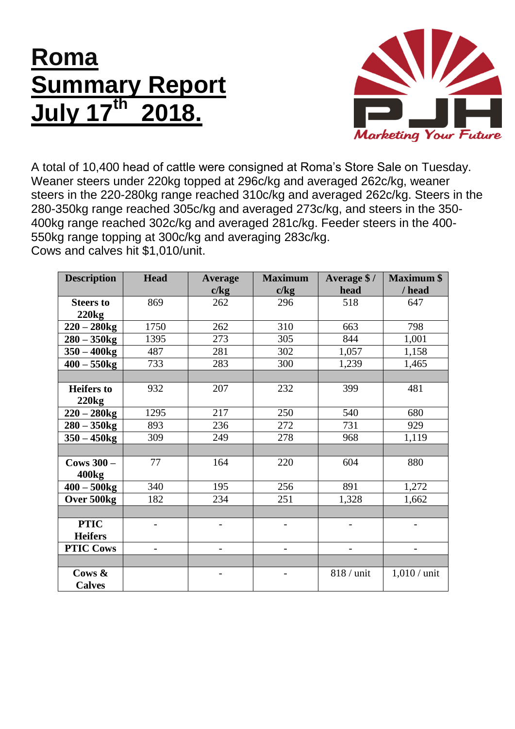# Roma Summary Report July 17th 2018.

PJH Marketing Your Future

A total of 10,400 head of cattle were consigned at Roma's Store Sale on Tuesday. Weaner steers under 220kg topped at 296c/kg and averaged 262c/kg, weaner steers in the 220-280kg range reached 310c/kg and averaged 262c/kg. Steers in the 280-350kg range reached 305c/kg and averaged 273c/kg, and steers in the 350-400kg range reached 302c/kg and averaged 281c/kg. Feeder steers in the 400-550kg range topping at 300c/kg and averaging 283c/kg.
Cows and calves hit $1,010/unit.

| Description | Head | Average c/kg | Maximum c/kg | Average $ / head | Maximum $ / head |
|---|---|---|---|---|---|
| **Steers to 220kg** | 869 | 262 | 296 | 518 | 647 |
| **220 – 280kg** | 1750 | 262 | 310 | 663 | 798 |
| **280 – 350kg** | 1395 | 273 | 305 | 844 | 1,001 |
| **350 – 400kg** | 487 | 281 | 302 | 1,057 | 1,158 |
| **400 – 550kg** | 733 | 283 | 300 | 1,239 | 1,465 |
| | | | | | |
| **Heifers to 220kg** | 932 | 207 | 232 | 399 | 481 |
| **220 – 280kg** | 1295 | 217 | 250 | 540 | 680 |
| **280 – 350kg** | 893 | 236 | 272 | 731 | 929 |
| **350 – 450kg** | 309 | 249 | 278 | 968 | 1,119 |
| | | | | | |
| **Cows 300 – 400kg** | 77 | 164 | 220 | 604 | 880 |
| **400 – 500kg** | 340 | 195 | 256 | 891 | 1,272 |
| **Over 500kg** | 182 | 234 | 251 | 1,328 | 1,662 |
| | | | | | |
| **PTIC Heifers** | - | - | - | - | - |
| **PTIC Cows** | - | - | - | - | - |
| | | | | | |
| **Cows & Calves** | | - | - | 818 / unit | 1,010 / unit |